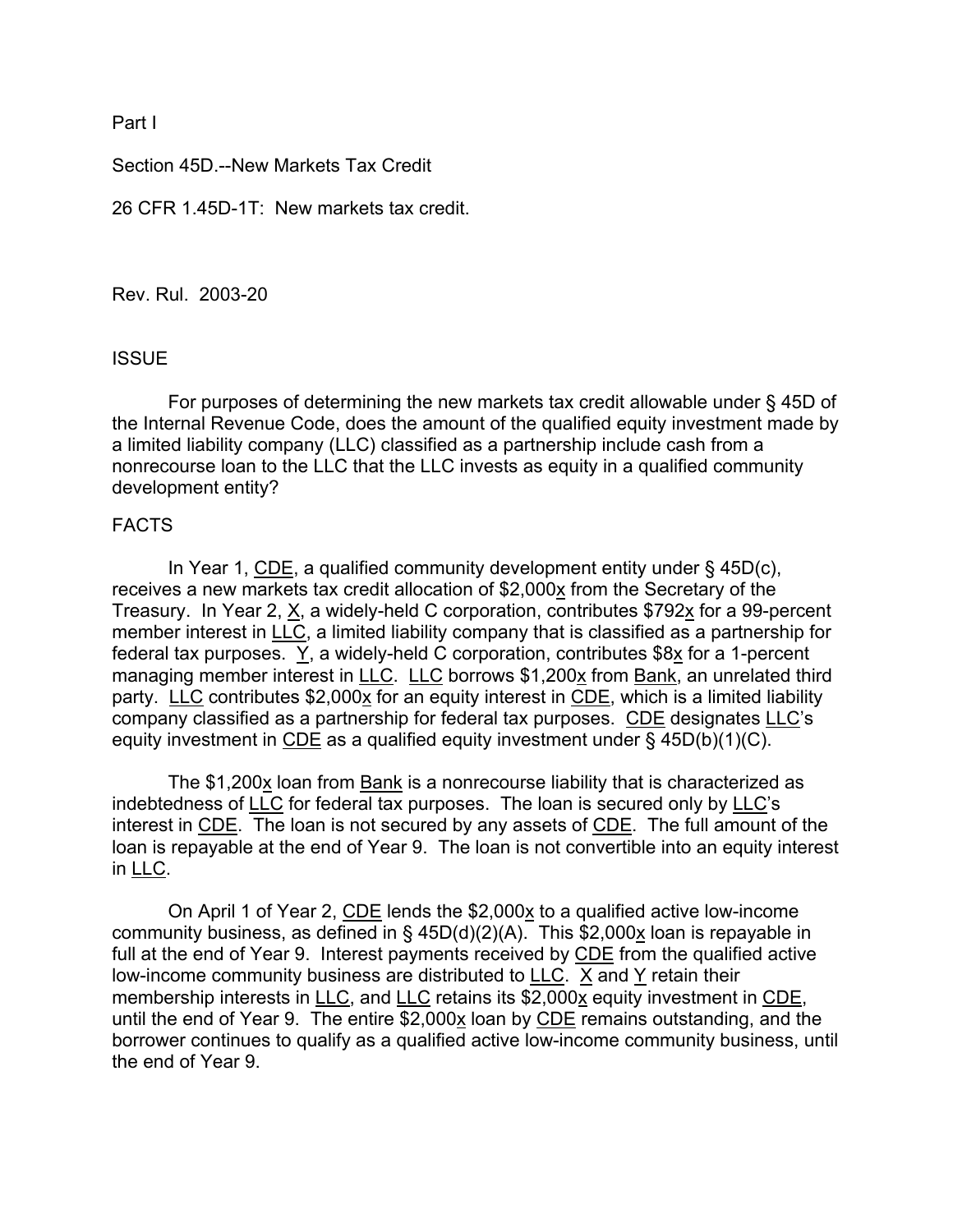Part I

Section 45D.--New Markets Tax Credit

26 CFR 1.45D-1T: New markets tax credit.

Rev. Rul. 2003-20

## ISSUE

For purposes of determining the new markets tax credit allowable under § 45D of the Internal Revenue Code, does the amount of the qualified equity investment made by a limited liability company (LLC) classified as a partnership include cash from a nonrecourse loan to the LLC that the LLC invests as equity in a qualified community development entity?

## FACTS

In Year 1, CDE, a qualified community development entity under § 45D(c), receives a new markets tax credit allocation of \$2,000x from the Secretary of the Treasury. In Year 2, X, a widely-held C corporation, contributes \$792x for a 99-percent member interest in LLC, a limited liability company that is classified as a partnership for federal tax purposes. Y, a widely-held C corporation, contributes \$8x for a 1-percent managing member interest in LLC. LLC borrows \$1,200x from Bank, an unrelated third party. LLC contributes \$2,000x for an equity interest in CDE, which is a limited liability company classified as a partnership for federal tax purposes. CDE designates LLC's equity investment in CDE as a qualified equity investment under § 45D(b)(1)(C).

The \$1,200x loan from Bank is a nonrecourse liability that is characterized as indebtedness of LLC for federal tax purposes. The loan is secured only by LLC's interest in CDE. The loan is not secured by any assets of CDE. The full amount of the loan is repayable at the end of Year 9. The loan is not convertible into an equity interest in LLC.

On April 1 of Year 2, CDE lends the \$2,000x to a qualified active low-income community business, as defined in § 45D(d)(2)(A). This \$2,000x loan is repayable in full at the end of Year 9. Interest payments received by CDE from the qualified active low-income community business are distributed to LLC. X and Y retain their membership interests in LLC, and LLC retains its \$2,000x equity investment in CDE, until the end of Year 9. The entire \$2,000x loan by CDE remains outstanding, and the borrower continues to qualify as a qualified active low-income community business, until the end of Year 9.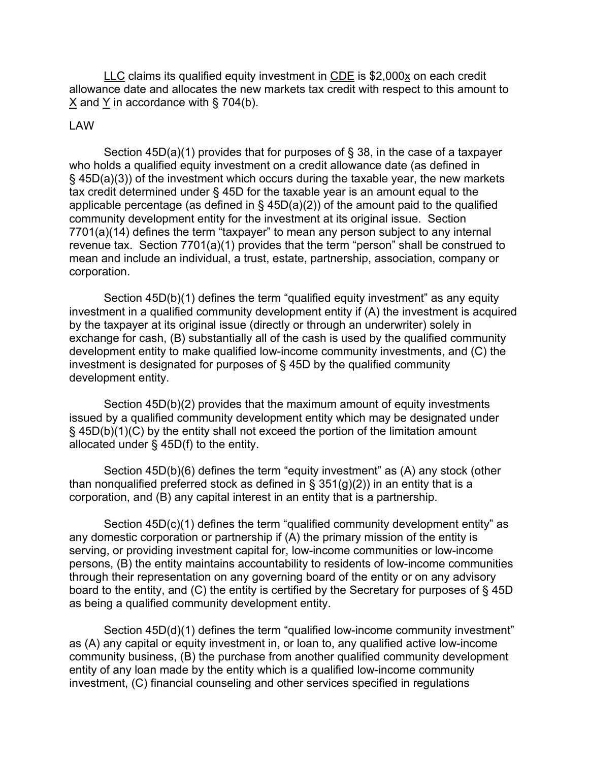LLC claims its qualified equity investment in CDE is $2,000x on each credit allowance date and allocates the new markets tax credit with respect to this amount to X and Y in accordance with § 704(b).

LAW

Section 45D(a)(1) provides that for purposes of § 38, in the case of a taxpayer who holds a qualified equity investment on a credit allowance date (as defined in § 45D(a)(3)) of the investment which occurs during the taxable year, the new markets tax credit determined under § 45D for the taxable year is an amount equal to the applicable percentage (as defined in § 45D(a)(2)) of the amount paid to the qualified community development entity for the investment at its original issue. Section 7701(a)(14) defines the term "taxpayer" to mean any person subject to any internal revenue tax. Section 7701(a)(1) provides that the term "person" shall be construed to mean and include an individual, a trust, estate, partnership, association, company or corporation.

Section 45D(b)(1) defines the term "qualified equity investment" as any equity investment in a qualified community development entity if (A) the investment is acquired by the taxpayer at its original issue (directly or through an underwriter) solely in exchange for cash, (B) substantially all of the cash is used by the qualified community development entity to make qualified low-income community investments, and (C) the investment is designated for purposes of § 45D by the qualified community development entity.

Section 45D(b)(2) provides that the maximum amount of equity investments issued by a qualified community development entity which may be designated under § 45D(b)(1)(C) by the entity shall not exceed the portion of the limitation amount allocated under § 45D(f) to the entity.

Section 45D(b)(6) defines the term "equity investment" as (A) any stock (other than nonqualified preferred stock as defined in § 351(g)(2)) in an entity that is a corporation, and (B) any capital interest in an entity that is a partnership.

Section 45D(c)(1) defines the term "qualified community development entity" as any domestic corporation or partnership if (A) the primary mission of the entity is serving, or providing investment capital for, low-income communities or low-income persons, (B) the entity maintains accountability to residents of low-income communities through their representation on any governing board of the entity or on any advisory board to the entity, and (C) the entity is certified by the Secretary for purposes of § 45D as being a qualified community development entity.

Section 45D(d)(1) defines the term "qualified low-income community investment" as (A) any capital or equity investment in, or loan to, any qualified active low-income community business, (B) the purchase from another qualified community development entity of any loan made by the entity which is a qualified low-income community investment, (C) financial counseling and other services specified in regulations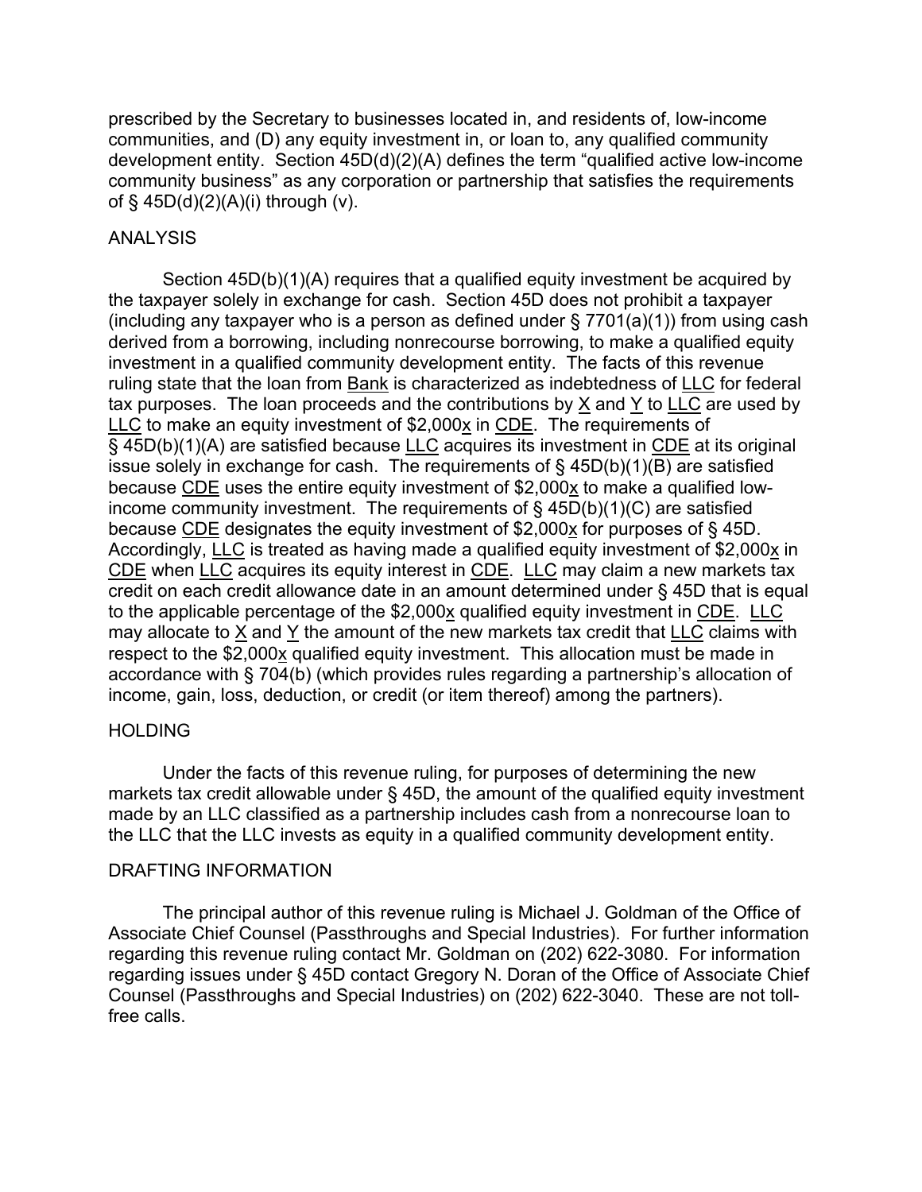prescribed by the Secretary to businesses located in, and residents of, low-income communities, and (D) any equity investment in, or loan to, any qualified community development entity. Section 45D(d)(2)(A) defines the term "qualified active low-income community business" as any corporation or partnership that satisfies the requirements of § 45D(d)(2)(A)(i) through (v).

## ANALYSIS

Section 45D(b)(1)(A) requires that a qualified equity investment be acquired by the taxpayer solely in exchange for cash. Section 45D does not prohibit a taxpayer (including any taxpayer who is a person as defined under § 7701(a)(1)) from using cash derived from a borrowing, including nonrecourse borrowing, to make a qualified equity investment in a qualified community development entity. The facts of this revenue ruling state that the loan from Bank is characterized as indebtedness of LLC for federal tax purposes. The loan proceeds and the contributions by X and Y to LLC are used by LLC to make an equity investment of $2,000x in CDE. The requirements of § 45D(b)(1)(A) are satisfied because LLC acquires its investment in CDE at its original issue solely in exchange for cash. The requirements of § 45D(b)(1)(B) are satisfied because CDE uses the entire equity investment of $2,000x to make a qualified low-income community investment. The requirements of § 45D(b)(1)(C) are satisfied because CDE designates the equity investment of $2,000x for purposes of § 45D. Accordingly, LLC is treated as having made a qualified equity investment of $2,000x in CDE when LLC acquires its equity interest in CDE. LLC may claim a new markets tax credit on each credit allowance date in an amount determined under § 45D that is equal to the applicable percentage of the $2,000x qualified equity investment in CDE. LLC may allocate to X and Y the amount of the new markets tax credit that LLC claims with respect to the $2,000x qualified equity investment. This allocation must be made in accordance with § 704(b) (which provides rules regarding a partnership's allocation of income, gain, loss, deduction, or credit (or item thereof) among the partners).

## HOLDING

Under the facts of this revenue ruling, for purposes of determining the new markets tax credit allowable under § 45D, the amount of the qualified equity investment made by an LLC classified as a partnership includes cash from a nonrecourse loan to the LLC that the LLC invests as equity in a qualified community development entity.

## DRAFTING INFORMATION

The principal author of this revenue ruling is Michael J. Goldman of the Office of Associate Chief Counsel (Passthroughs and Special Industries). For further information regarding this revenue ruling contact Mr. Goldman on (202) 622-3080. For information regarding issues under § 45D contact Gregory N. Doran of the Office of Associate Chief Counsel (Passthroughs and Special Industries) on (202) 622-3040. These are not toll-free calls.